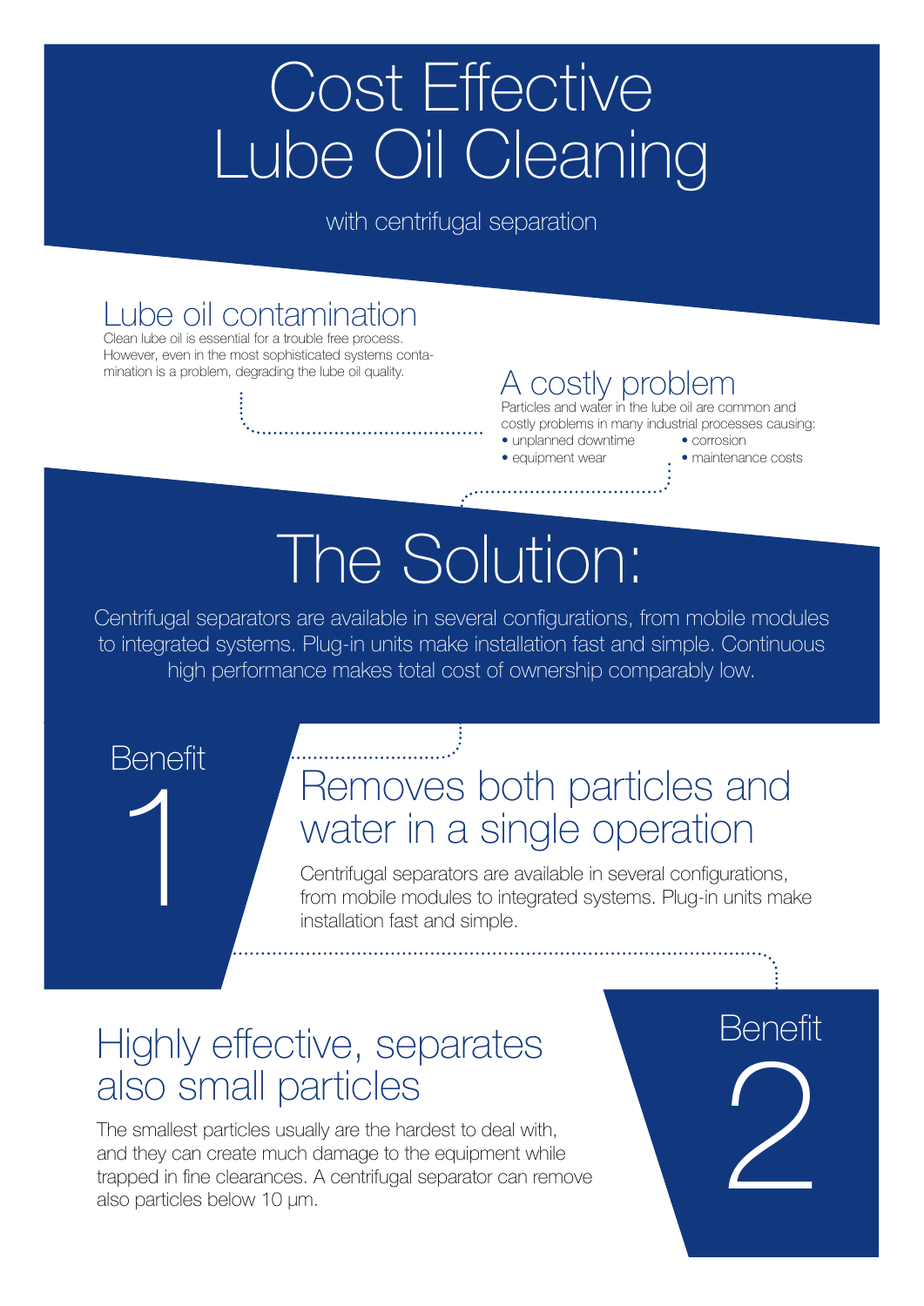# Cost Effective Lube Oil Cleaning

with centrifugal separation

## Lube oil contamination

Clean lube oil is essential for a trouble free process. However, even in the most sophisticated systems contamination is a problem, degrading the lube oil quality.

## A costly problem

Particles and water in the lube oil are common and costly problems in many industrial processes causing:

- unplanned downtime
- equipment wear
- corrosion
- maintenance costs

# The Solution:

Centrifugal separators are available in several configurations, from mobile modules to integrated systems. Plug-in units make installation fast and simple. Continuous high performance makes total cost of ownership comparably low.

## Benefit 1

### Removes both particles and water in a single operation

Centrifugal separators are available in several configurations, from mobile modules to integrated systems. Plug-in units make installation fast and simple.

## Benefit 2

### Highly effective, separates also small particles

The smallest particles usually are the hardest to deal with, and they can create much damage to the equipment while trapped in fine clearances. A centrifugal separator can remove also particles below 10 µm.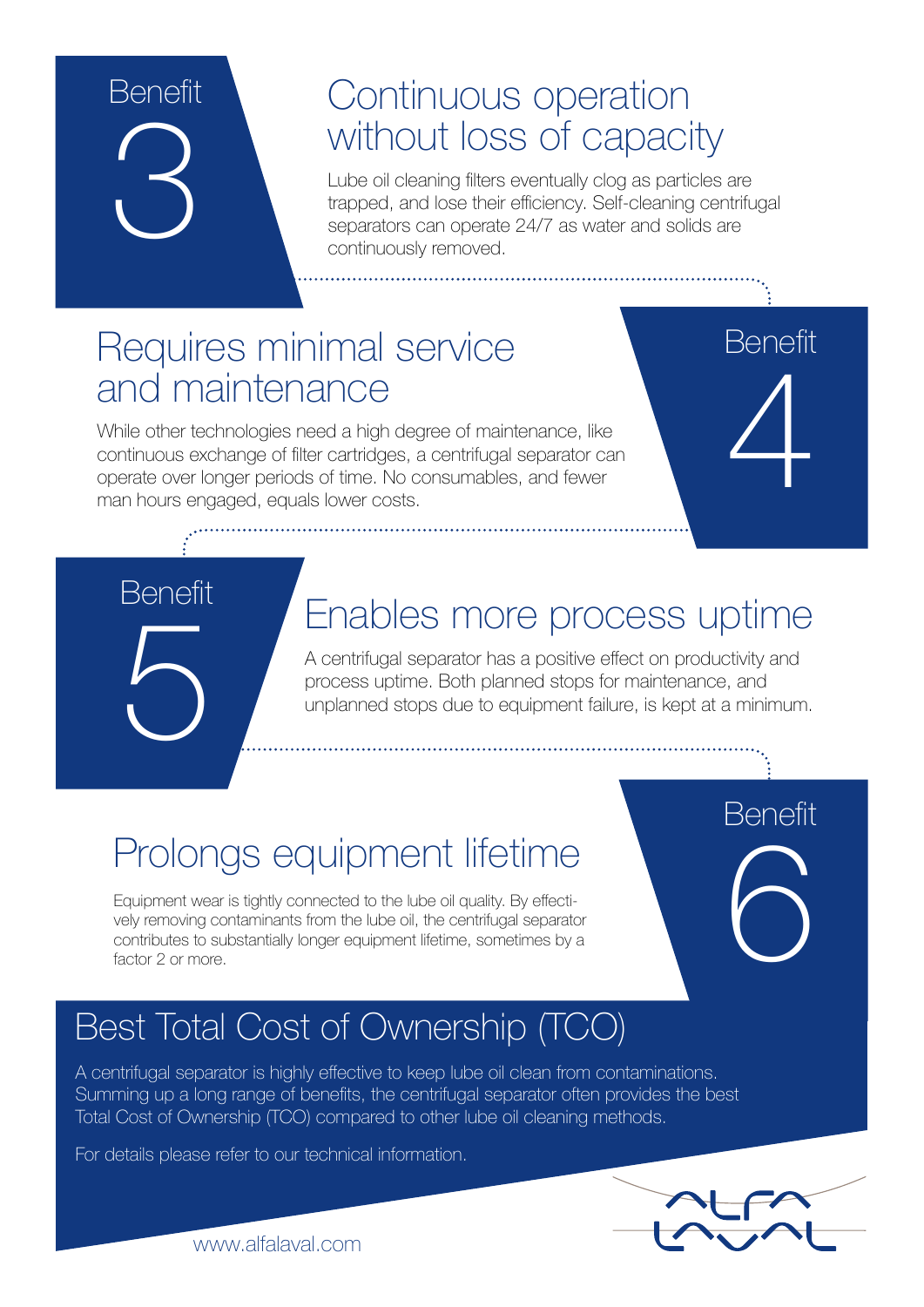Benefit 3

## Continuous operation without loss of capacity

Lube oil cleaning filters eventually clog as particles are trapped, and lose their efficiency. Self-cleaning centrifugal separators can operate 24/7 as water and solids are continuously removed.

Benefit 4

## Requires minimal service and maintenance

While other technologies need a high degree of maintenance, like continuous exchange of filter cartridges, a centrifugal separator can operate over longer periods of time. No consumables, and fewer man hours engaged, equals lower costs.

Benefit 5

## Enables more process uptime

A centrifugal separator has a positive effect on productivity and process uptime. Both planned stops for maintenance, and unplanned stops due to equipment failure, is kept at a minimum.

Benefit 6

## Prolongs equipment lifetime

Equipment wear is tightly connected to the lube oil quality. By effectively removing contaminants from the lube oil, the centrifugal separator contributes to substantially longer equipment lifetime, sometimes by a factor 2 or more.

## Best Total Cost of Ownership (TCO)

A centrifugal separator is highly effective to keep lube oil clean from contaminations. Summing up a long range of benefits, the centrifugal separator often provides the best Total Cost of Ownership (TCO) compared to other lube oil cleaning methods.

For details please refer to our technical information.

www.alfalaval.com

ALFA LAVAL